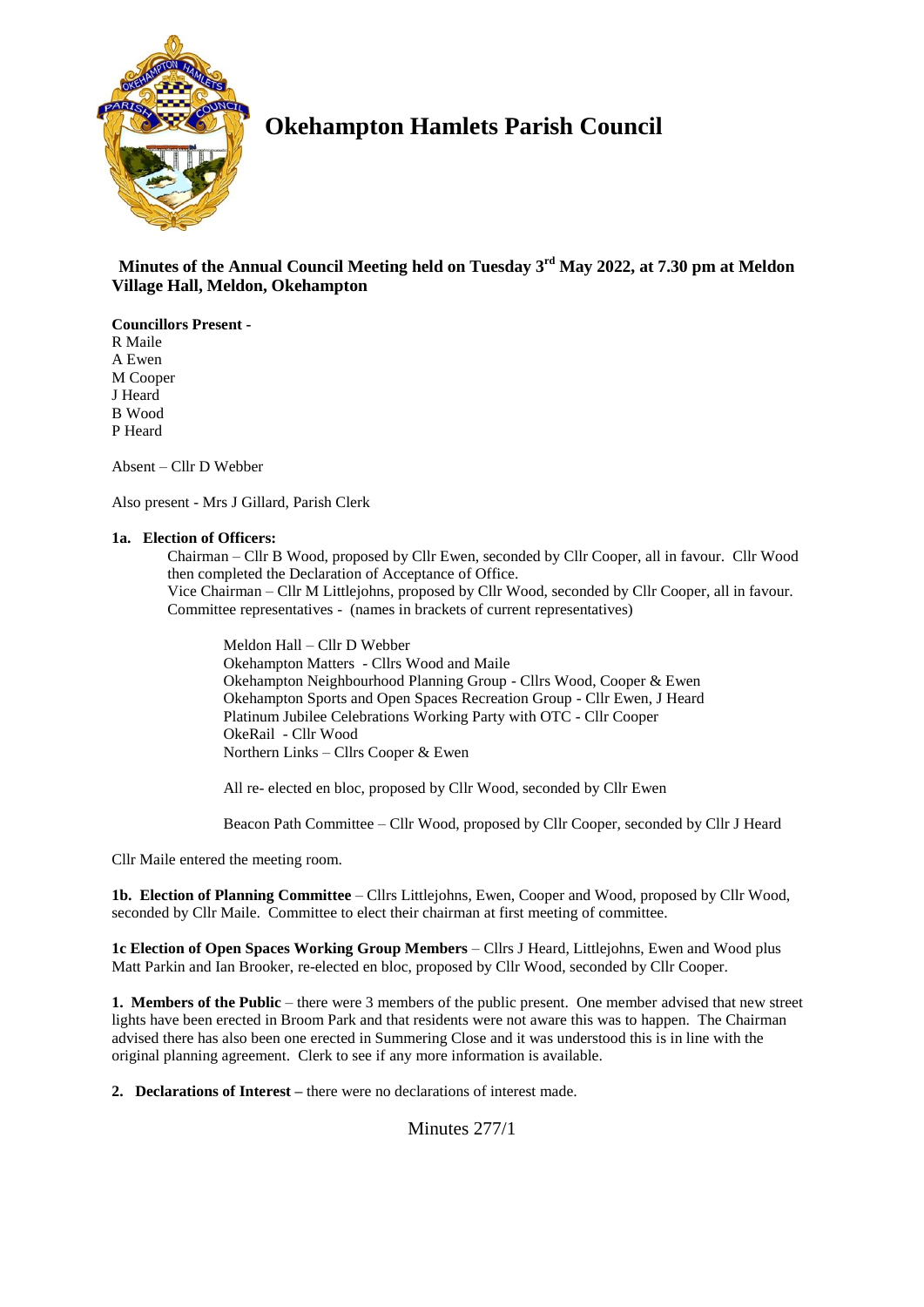# Okehampton Hamlets Parish Council

**Minutes of the Annual Council Meeting held on Tuesday 3rd May 2022, at 7.30 pm at Meldon Village Hall, Meldon, Okehampton**

**Councillors Present -**
R Maile
A Ewen
M Cooper
J Heard
B Wood
P Heard

Absent – Cllr D Webber

Also present - Mrs J Gillard, Parish Clerk

**1a. Election of Officers:**

Chairman – Cllr B Wood, proposed by Cllr Ewen, seconded by Cllr Cooper, all in favour. Cllr Wood then completed the Declaration of Acceptance of Office.
Vice Chairman – Cllr M Littlejohns, proposed by Cllr Wood, seconded by Cllr Cooper, all in favour.
Committee representatives - (names in brackets of current representatives)

Meldon Hall – Cllr D Webber
Okehampton Matters - Cllrs Wood and Maile
Okehampton Neighbourhood Planning Group - Cllrs Wood, Cooper & Ewen
Okehampton Sports and Open Spaces Recreation Group - Cllr Ewen, J Heard
Platinum Jubilee Celebrations Working Party with OTC - Cllr Cooper
OkeRail - Cllr Wood
Northern Links – Cllrs Cooper & Ewen

All re- elected en bloc, proposed by Cllr Wood, seconded by Cllr Ewen

Beacon Path Committee – Cllr Wood, proposed by Cllr Cooper, seconded by Cllr J Heard

Cllr Maile entered the meeting room.

**1b. Election of Planning Committee** – Cllrs Littlejohns, Ewen, Cooper and Wood, proposed by Cllr Wood, seconded by Cllr Maile. Committee to elect their chairman at first meeting of committee.

**1c Election of Open Spaces Working Group Members** – Cllrs J Heard, Littlejohns, Ewen and Wood plus Matt Parkin and Ian Brooker, re-elected en bloc, proposed by Cllr Wood, seconded by Cllr Cooper.

**1. Members of the Public** – there were 3 members of the public present. One member advised that new street lights have been erected in Broom Park and that residents were not aware this was to happen. The Chairman advised there has also been one erected in Summering Close and it was understood this is in line with the original planning agreement. Clerk to see if any more information is available.

**2. Declarations of Interest –** there were no declarations of interest made.

Minutes 277/1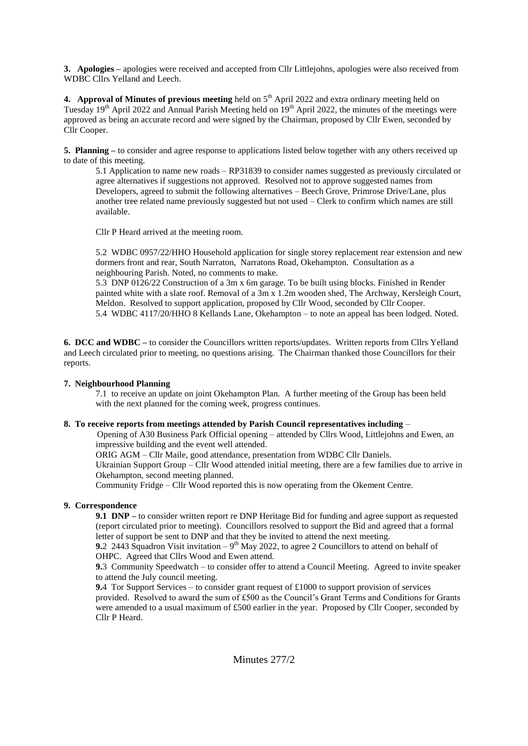**3. Apologies –** apologies were received and accepted from Cllr Littlejohns, apologies were also received from WDBC Cllrs Yelland and Leech.

**4. Approval of Minutes of previous meeting** held on 5th April 2022 and extra ordinary meeting held on Tuesday 19th April 2022 and Annual Parish Meeting held on 19th April 2022, the minutes of the meetings were approved as being an accurate record and were signed by the Chairman, proposed by Cllr Ewen, seconded by Cllr Cooper.

**5. Planning –** to consider and agree response to applications listed below together with any others received up to date of this meeting.

5.1 Application to name new roads – RP31839 to consider names suggested as previously circulated or agree alternatives if suggestions not approved. Resolved not to approve suggested names from Developers, agreed to submit the following alternatives – Beech Grove, Primrose Drive/Lane, plus another tree related name previously suggested but not used – Clerk to confirm which names are still available.

Cllr P Heard arrived at the meeting room.

5.2 WDBC 0957/22/HHO Household application for single storey replacement rear extension and new dormers front and rear, South Narraton, Narratons Road, Okehampton. Consultation as a neighbouring Parish. Noted, no comments to make.

5.3 DNP 0126/22 Construction of a 3m x 6m garage. To be built using blocks. Finished in Render painted white with a slate roof. Removal of a 3m x 1.2m wooden shed, The Archway, Kersleigh Court, Meldon. Resolved to support application, proposed by Cllr Wood, seconded by Cllr Cooper.

5.4 WDBC 4117/20/HHO 8 Kellands Lane, Okehampton – to note an appeal has been lodged. Noted.

**6. DCC and WDBC –** to consider the Councillors written reports/updates. Written reports from Cllrs Yelland and Leech circulated prior to meeting, no questions arising. The Chairman thanked those Councillors for their reports.

**7. Neighbourhood Planning**

7.1 to receive an update on joint Okehampton Plan. A further meeting of the Group has been held with the next planned for the coming week, progress continues.

**8. To receive reports from meetings attended by Parish Council representatives including** –

Opening of A30 Business Park Official opening – attended by Cllrs Wood, Littlejohns and Ewen, an impressive building and the event well attended.

ORIG AGM – Cllr Maile, good attendance, presentation from WDBC Cllr Daniels.

Ukrainian Support Group – Cllr Wood attended initial meeting, there are a few families due to arrive in Okehampton, second meeting planned.

Community Fridge – Cllr Wood reported this is now operating from the Okement Centre.

**9. Correspondence**

**9.1 DNP –** to consider written report re DNP Heritage Bid for funding and agree support as requested (report circulated prior to meeting). Councillors resolved to support the Bid and agreed that a formal letter of support be sent to DNP and that they be invited to attend the next meeting.

**9.**2 2443 Squadron Visit invitation – 9th May 2022, to agree 2 Councillors to attend on behalf of OHPC. Agreed that Cllrs Wood and Ewen attend.

**9.**3 Community Speedwatch – to consider offer to attend a Council Meeting. Agreed to invite speaker to attend the July council meeting.

**9.**4 Tor Support Services – to consider grant request of £1000 to support provision of services provided. Resolved to award the sum of £500 as the Council's Grant Terms and Conditions for Grants were amended to a usual maximum of £500 earlier in the year. Proposed by Cllr Cooper, seconded by Cllr P Heard.

Minutes 277/2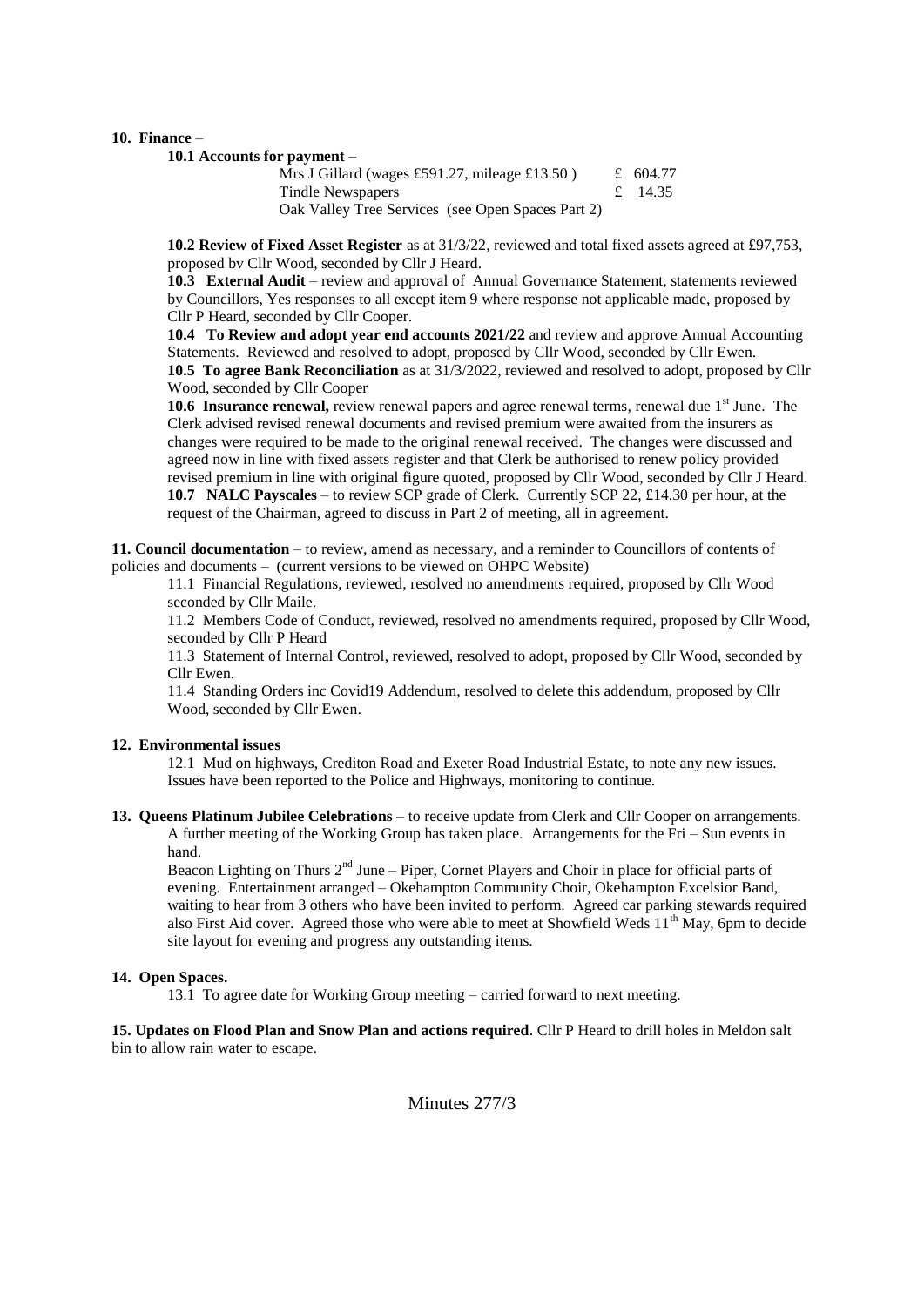**10. Finance** –

**10.1 Accounts for payment –**

| | |
|---|---|
| Mrs J Gillard (wages £591.27, mileage £13.50 ) | £ 604.77 |
| Tindle Newspapers | £ 14.35 |
| Oak Valley Tree Services (see Open Spaces Part 2) | |

**10.2 Review of Fixed Asset Register** as at 31/3/22, reviewed and total fixed assets agreed at £97,753, proposed bv Cllr Wood, seconded by Cllr J Heard.

**10.3 External Audit** – review and approval of Annual Governance Statement, statements reviewed by Councillors, Yes responses to all except item 9 where response not applicable made, proposed by Cllr P Heard, seconded by Cllr Cooper.

**10.4 To Review and adopt year end accounts 2021/22** and review and approve Annual Accounting Statements. Reviewed and resolved to adopt, proposed by Cllr Wood, seconded by Cllr Ewen.

**10.5 To agree Bank Reconciliation** as at 31/3/2022, reviewed and resolved to adopt, proposed by Cllr Wood, seconded by Cllr Cooper

**10.6 Insurance renewal,** review renewal papers and agree renewal terms, renewal due 1st June. The Clerk advised revised renewal documents and revised premium were awaited from the insurers as changes were required to be made to the original renewal received. The changes were discussed and agreed now in line with fixed assets register and that Clerk be authorised to renew policy provided revised premium in line with original figure quoted, proposed by Cllr Wood, seconded by Cllr J Heard.

**10.7 NALC Payscales** – to review SCP grade of Clerk. Currently SCP 22, £14.30 per hour, at the request of the Chairman, agreed to discuss in Part 2 of meeting, all in agreement.

**11. Council documentation** – to review, amend as necessary, and a reminder to Councillors of contents of policies and documents – (current versions to be viewed on OHPC Website)

11.1 Financial Regulations, reviewed, resolved no amendments required, proposed by Cllr Wood seconded by Cllr Maile.

11.2 Members Code of Conduct, reviewed, resolved no amendments required, proposed by Cllr Wood, seconded by Cllr P Heard

11.3 Statement of Internal Control, reviewed, resolved to adopt, proposed by Cllr Wood, seconded by Cllr Ewen.

11.4 Standing Orders inc Covid19 Addendum, resolved to delete this addendum, proposed by Cllr Wood, seconded by Cllr Ewen.

**12. Environmental issues**

12.1 Mud on highways, Crediton Road and Exeter Road Industrial Estate, to note any new issues. Issues have been reported to the Police and Highways, monitoring to continue.

**13. Queens Platinum Jubilee Celebrations** – to receive update from Clerk and Cllr Cooper on arrangements. A further meeting of the Working Group has taken place. Arrangements for the Fri – Sun events in hand.

Beacon Lighting on Thurs 2nd June – Piper, Cornet Players and Choir in place for official parts of evening. Entertainment arranged – Okehampton Community Choir, Okehampton Excelsior Band, waiting to hear from 3 others who have been invited to perform. Agreed car parking stewards required also First Aid cover. Agreed those who were able to meet at Showfield Weds 11th May, 6pm to decide site layout for evening and progress any outstanding items.

**14. Open Spaces.**

13.1 To agree date for Working Group meeting – carried forward to next meeting.

**15. Updates on Flood Plan and Snow Plan and actions required**. Cllr P Heard to drill holes in Meldon salt bin to allow rain water to escape.

Minutes 277/3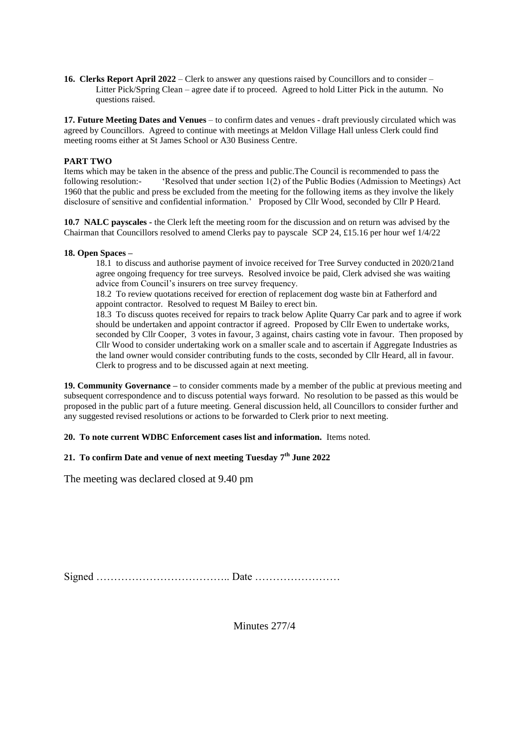**16. Clerks Report April 2022** – Clerk to answer any questions raised by Councillors and to consider – Litter Pick/Spring Clean – agree date if to proceed. Agreed to hold Litter Pick in the autumn. No questions raised.

**17. Future Meeting Dates and Venues** – to confirm dates and venues - draft previously circulated which was agreed by Councillors. Agreed to continue with meetings at Meldon Village Hall unless Clerk could find meeting rooms either at St James School or A30 Business Centre.

**PART TWO**

Items which may be taken in the absence of the press and public.The Council is recommended to pass the following resolution:- 'Resolved that under section 1(2) of the Public Bodies (Admission to Meetings) Act 1960 that the public and press be excluded from the meeting for the following items as they involve the likely disclosure of sensitive and confidential information.' Proposed by Cllr Wood, seconded by Cllr P Heard.

**10.7 NALC payscales -** the Clerk left the meeting room for the discussion and on return was advised by the Chairman that Councillors resolved to amend Clerks pay to payscale SCP 24, £15.16 per hour wef 1/4/22

**18. Open Spaces –**

18.1 to discuss and authorise payment of invoice received for Tree Survey conducted in 2020/21and agree ongoing frequency for tree surveys. Resolved invoice be paid, Clerk advised she was waiting advice from Council's insurers on tree survey frequency.

18.2 To review quotations received for erection of replacement dog waste bin at Fatherford and appoint contractor. Resolved to request M Bailey to erect bin.

18.3 To discuss quotes received for repairs to track below Aplite Quarry Car park and to agree if work should be undertaken and appoint contractor if agreed. Proposed by Cllr Ewen to undertake works, seconded by Cllr Cooper, 3 votes in favour, 3 against, chairs casting vote in favour. Then proposed by Cllr Wood to consider undertaking work on a smaller scale and to ascertain if Aggregate Industries as the land owner would consider contributing funds to the costs, seconded by Cllr Heard, all in favour. Clerk to progress and to be discussed again at next meeting.

**19. Community Governance –** to consider comments made by a member of the public at previous meeting and subsequent correspondence and to discuss potential ways forward. No resolution to be passed as this would be proposed in the public part of a future meeting. General discussion held, all Councillors to consider further and any suggested revised resolutions or actions to be forwarded to Clerk prior to next meeting.

**20. To note current WDBC Enforcement cases list and information.** Items noted.

**21. To confirm Date and venue of next meeting Tuesday 7th June 2022**

The meeting was declared closed at 9.40 pm

Signed ……………………………….. Date ……………………

Minutes 277/4